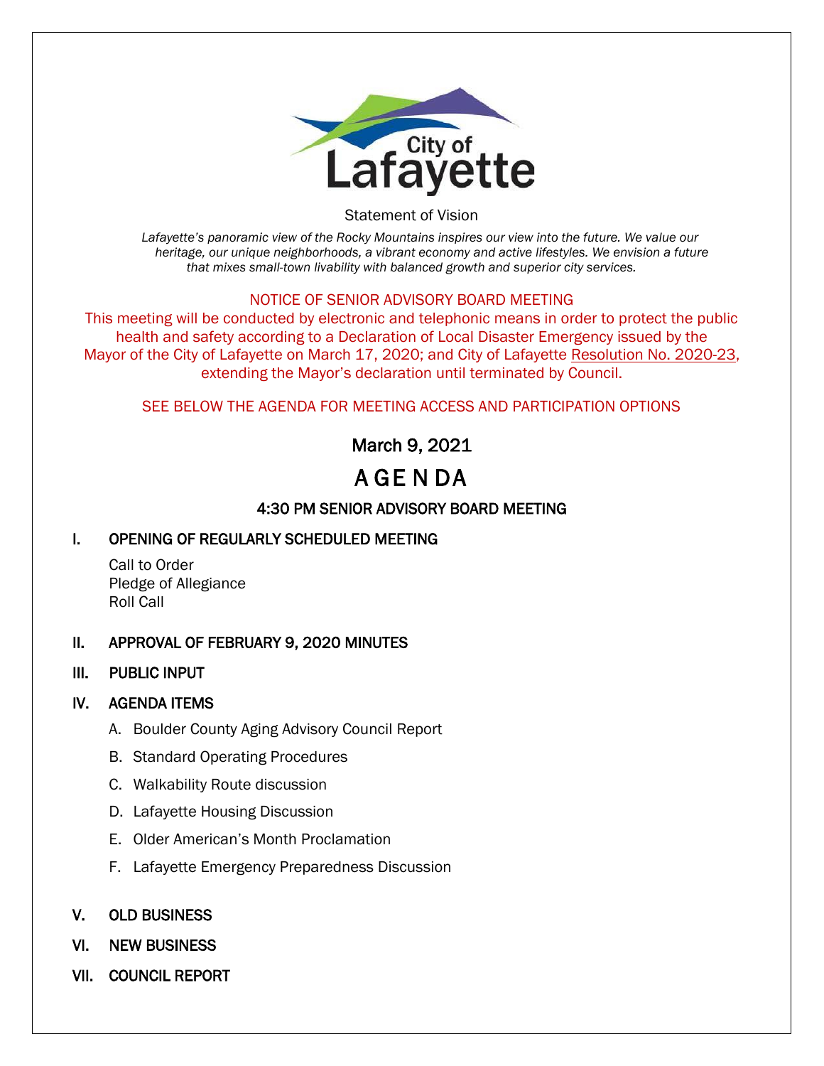City of Lafayette

Statement of Vision

*Lafayette's panoramic view of the Rocky Mountains inspires our view into the future. We value our heritage, our unique neighborhoods, a vibrant economy and active lifestyles. We envision a future that mixes small-town livability with balanced growth and superior city services.*

NOTICE OF SENIOR ADVISORY BOARD MEETING

This meeting will be conducted by electronic and telephonic means in order to protect the public health and safety according to a Declaration of Local Disaster Emergency issued by the Mayor of the City of Lafayette on March 17, 2020; and City of Lafayette Resolution No. 2020-23, extending the Mayor's declaration until terminated by Council.

SEE BELOW THE AGENDA FOR MEETING ACCESS AND PARTICIPATION OPTIONS

## March 9, 2021

# AGENDA

## 4:30 PM SENIOR ADVISORY BOARD MEETING

### I. OPENING OF REGULARLY SCHEDULED MEETING

Call to Order
Pledge of Allegiance
Roll Call

### II. APPROVAL OF FEBRUARY 9, 2020 MINUTES

### III. PUBLIC INPUT

### IV. AGENDA ITEMS

A. Boulder County Aging Advisory Council Report

B. Standard Operating Procedures

C. Walkability Route discussion

D. Lafayette Housing Discussion

E. Older American's Month Proclamation

F. Lafayette Emergency Preparedness Discussion

### V. OLD BUSINESS

### VI. NEW BUSINESS

### VII. COUNCIL REPORT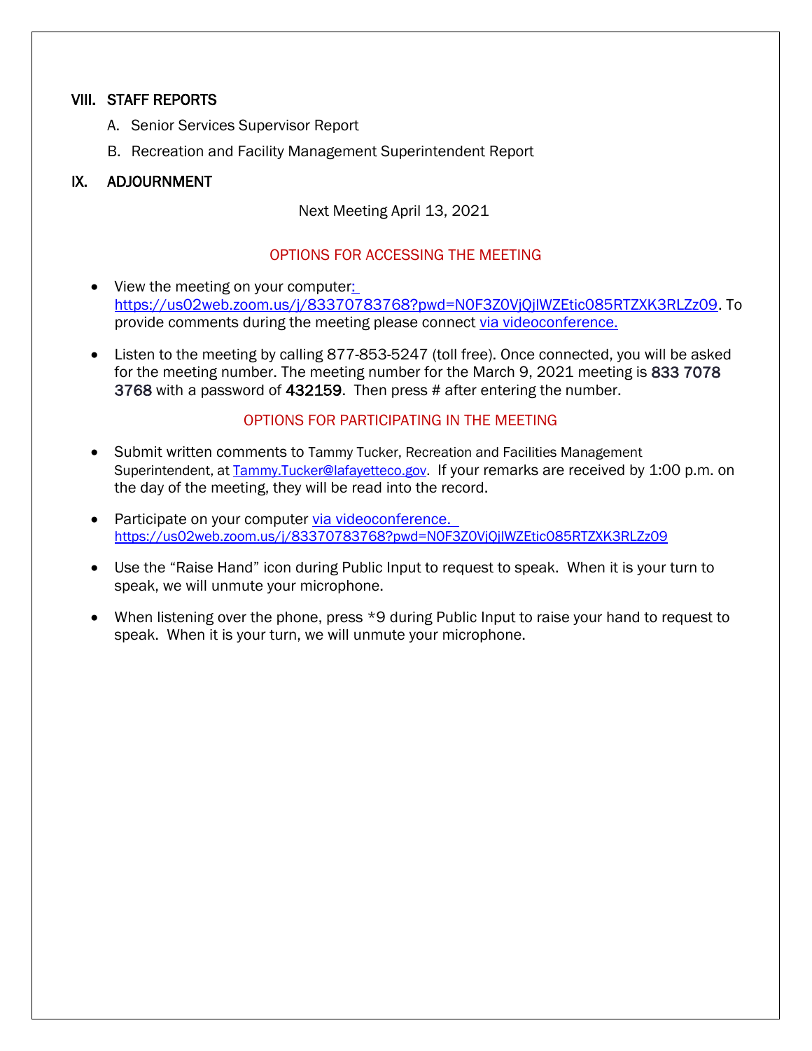## VIII. STAFF REPORTS

A. Senior Services Supervisor Report

B. Recreation and Facility Management Superintendent Report

## IX. ADJOURNMENT

Next Meeting April 13, 2021

### OPTIONS FOR ACCESSING THE MEETING

- View the meeting on your computer: https://us02web.zoom.us/j/83370783768?pwd=N0F3Z0VjQjlWZEtic085RTZXK3RLZz09. To provide comments during the meeting please connect via videoconference.
- Listen to the meeting by calling 877-853-5247 (toll free). Once connected, you will be asked for the meeting number. The meeting number for the March 9, 2021 meeting is **833 7078 3768** with a password of **432159**. Then press # after entering the number.

### OPTIONS FOR PARTICIPATING IN THE MEETING

- Submit written comments to Tammy Tucker, Recreation and Facilities Management Superintendent, at Tammy.Tucker@lafayetteco.gov. If your remarks are received by 1:00 p.m. on the day of the meeting, they will be read into the record.
- Participate on your computer via videoconference. https://us02web.zoom.us/j/83370783768?pwd=N0F3Z0VjQjlWZEtic085RTZXK3RLZz09
- Use the "Raise Hand" icon during Public Input to request to speak. When it is your turn to speak, we will unmute your microphone.
- When listening over the phone, press *9 during Public Input to raise your hand to request to speak. When it is your turn, we will unmute your microphone.